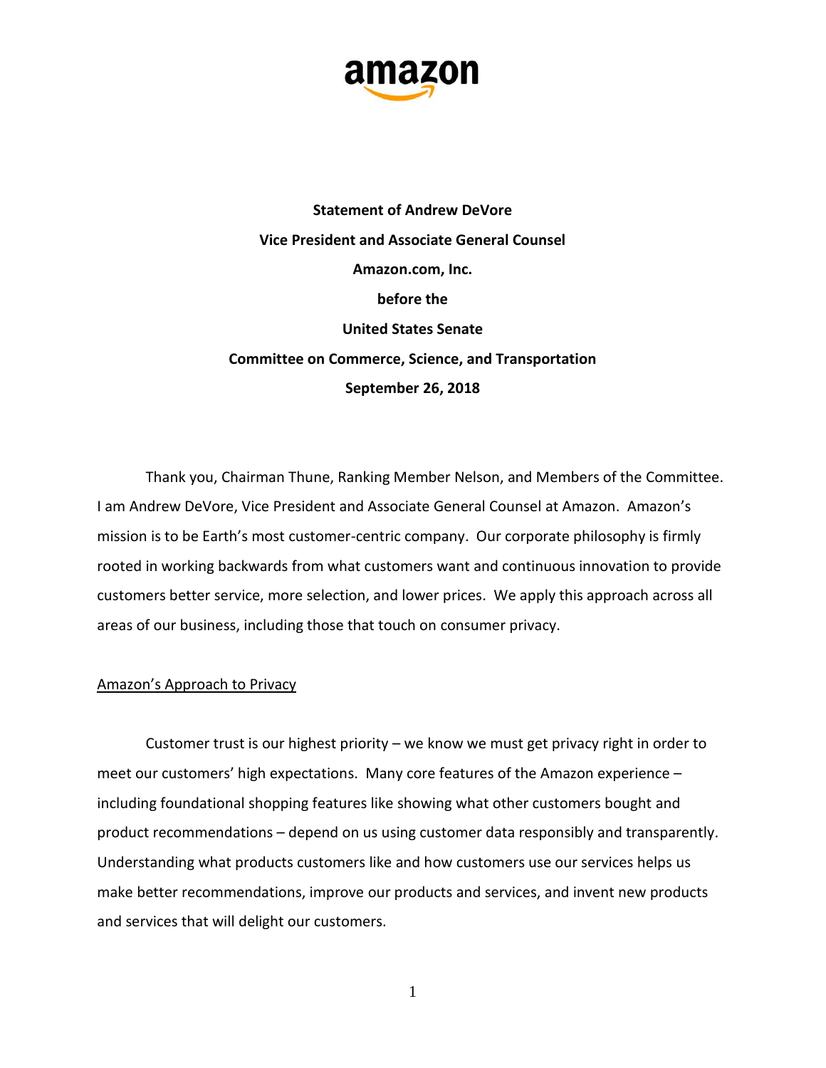**Statement of Andrew DeVore**

**Vice President and Associate General Counsel**

**Amazon.com, Inc.**

**before the**

**United States Senate**

**Committee on Commerce, Science, and Transportation**

**September 26, 2018**

Thank you, Chairman Thune, Ranking Member Nelson, and Members of the Committee. I am Andrew DeVore, Vice President and Associate General Counsel at Amazon. Amazon's mission is to be Earth's most customer-centric company. Our corporate philosophy is firmly rooted in working backwards from what customers want and continuous innovation to provide customers better service, more selection, and lower prices. We apply this approach across all areas of our business, including those that touch on consumer privacy.

## Amazon's Approach to Privacy

Customer trust is our highest priority – we know we must get privacy right in order to meet our customers' high expectations. Many core features of the Amazon experience – including foundational shopping features like showing what other customers bought and product recommendations – depend on us using customer data responsibly and transparently. Understanding what products customers like and how customers use our services helps us make better recommendations, improve our products and services, and invent new products and services that will delight our customers.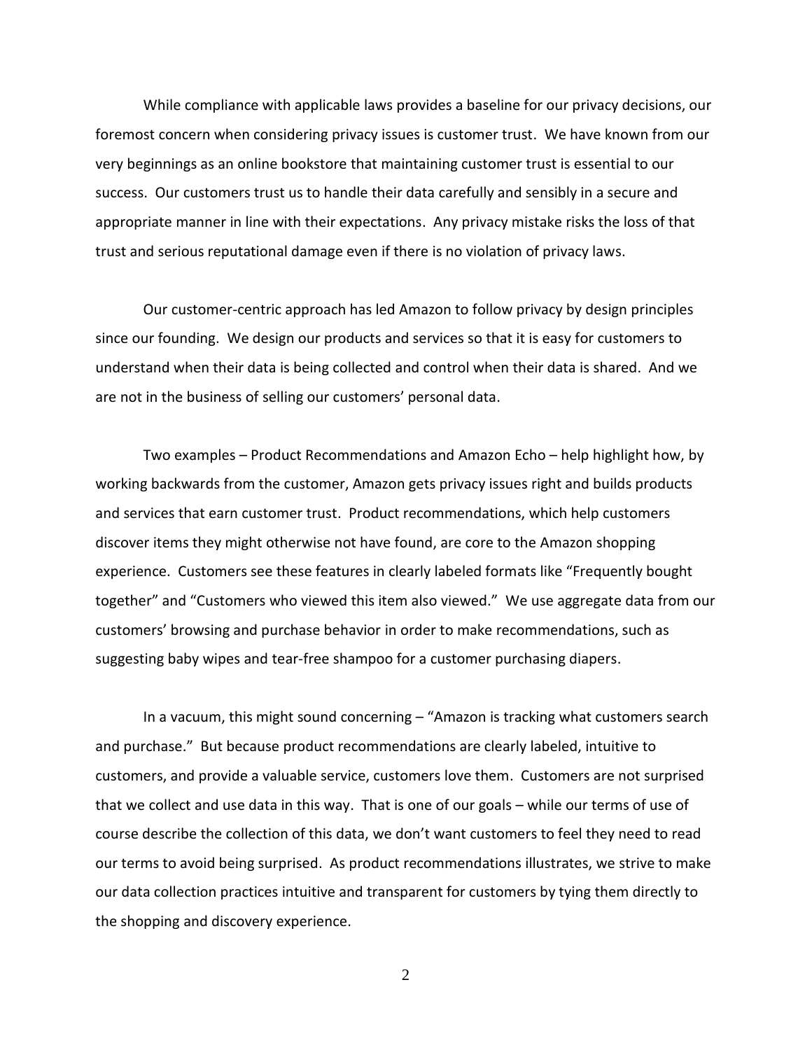While compliance with applicable laws provides a baseline for our privacy decisions, our foremost concern when considering privacy issues is customer trust. We have known from our very beginnings as an online bookstore that maintaining customer trust is essential to our success. Our customers trust us to handle their data carefully and sensibly in a secure and appropriate manner in line with their expectations. Any privacy mistake risks the loss of that trust and serious reputational damage even if there is no violation of privacy laws.

Our customer-centric approach has led Amazon to follow privacy by design principles since our founding. We design our products and services so that it is easy for customers to understand when their data is being collected and control when their data is shared. And we are not in the business of selling our customers' personal data.

Two examples – Product Recommendations and Amazon Echo – help highlight how, by working backwards from the customer, Amazon gets privacy issues right and builds products and services that earn customer trust. Product recommendations, which help customers discover items they might otherwise not have found, are core to the Amazon shopping experience. Customers see these features in clearly labeled formats like "Frequently bought together" and "Customers who viewed this item also viewed." We use aggregate data from our customers' browsing and purchase behavior in order to make recommendations, such as suggesting baby wipes and tear-free shampoo for a customer purchasing diapers.

In a vacuum, this might sound concerning – "Amazon is tracking what customers search and purchase." But because product recommendations are clearly labeled, intuitive to customers, and provide a valuable service, customers love them. Customers are not surprised that we collect and use data in this way. That is one of our goals – while our terms of use of course describe the collection of this data, we don't want customers to feel they need to read our terms to avoid being surprised. As product recommendations illustrates, we strive to make our data collection practices intuitive and transparent for customers by tying them directly to the shopping and discovery experience.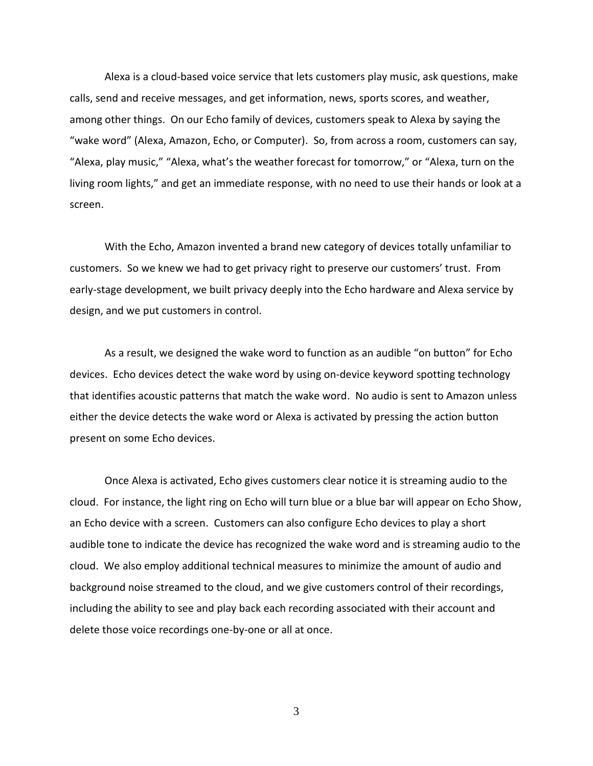Alexa is a cloud-based voice service that lets customers play music, ask questions, make calls, send and receive messages, and get information, news, sports scores, and weather, among other things. On our Echo family of devices, customers speak to Alexa by saying the "wake word" (Alexa, Amazon, Echo, or Computer). So, from across a room, customers can say, "Alexa, play music," "Alexa, what's the weather forecast for tomorrow," or "Alexa, turn on the living room lights," and get an immediate response, with no need to use their hands or look at a screen.

With the Echo, Amazon invented a brand new category of devices totally unfamiliar to customers. So we knew we had to get privacy right to preserve our customers' trust. From early-stage development, we built privacy deeply into the Echo hardware and Alexa service by design, and we put customers in control.

As a result, we designed the wake word to function as an audible "on button" for Echo devices. Echo devices detect the wake word by using on-device keyword spotting technology that identifies acoustic patterns that match the wake word. No audio is sent to Amazon unless either the device detects the wake word or Alexa is activated by pressing the action button present on some Echo devices.

Once Alexa is activated, Echo gives customers clear notice it is streaming audio to the cloud. For instance, the light ring on Echo will turn blue or a blue bar will appear on Echo Show, an Echo device with a screen. Customers can also configure Echo devices to play a short audible tone to indicate the device has recognized the wake word and is streaming audio to the cloud. We also employ additional technical measures to minimize the amount of audio and background noise streamed to the cloud, and we give customers control of their recordings, including the ability to see and play back each recording associated with their account and delete those voice recordings one-by-one or all at once.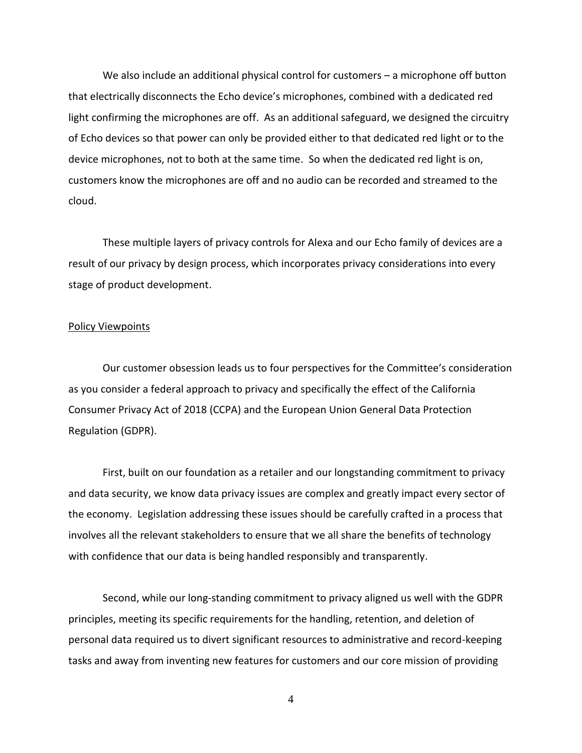We also include an additional physical control for customers – a microphone off button that electrically disconnects the Echo device's microphones, combined with a dedicated red light confirming the microphones are off. As an additional safeguard, we designed the circuitry of Echo devices so that power can only be provided either to that dedicated red light or to the device microphones, not to both at the same time. So when the dedicated red light is on, customers know the microphones are off and no audio can be recorded and streamed to the cloud.

These multiple layers of privacy controls for Alexa and our Echo family of devices are a result of our privacy by design process, which incorporates privacy considerations into every stage of product development.

<u>Policy Viewpoints</u>

Our customer obsession leads us to four perspectives for the Committee's consideration as you consider a federal approach to privacy and specifically the effect of the California Consumer Privacy Act of 2018 (CCPA) and the European Union General Data Protection Regulation (GDPR).

First, built on our foundation as a retailer and our longstanding commitment to privacy and data security, we know data privacy issues are complex and greatly impact every sector of the economy. Legislation addressing these issues should be carefully crafted in a process that involves all the relevant stakeholders to ensure that we all share the benefits of technology with confidence that our data is being handled responsibly and transparently.

Second, while our long-standing commitment to privacy aligned us well with the GDPR principles, meeting its specific requirements for the handling, retention, and deletion of personal data required us to divert significant resources to administrative and record-keeping tasks and away from inventing new features for customers and our core mission of providing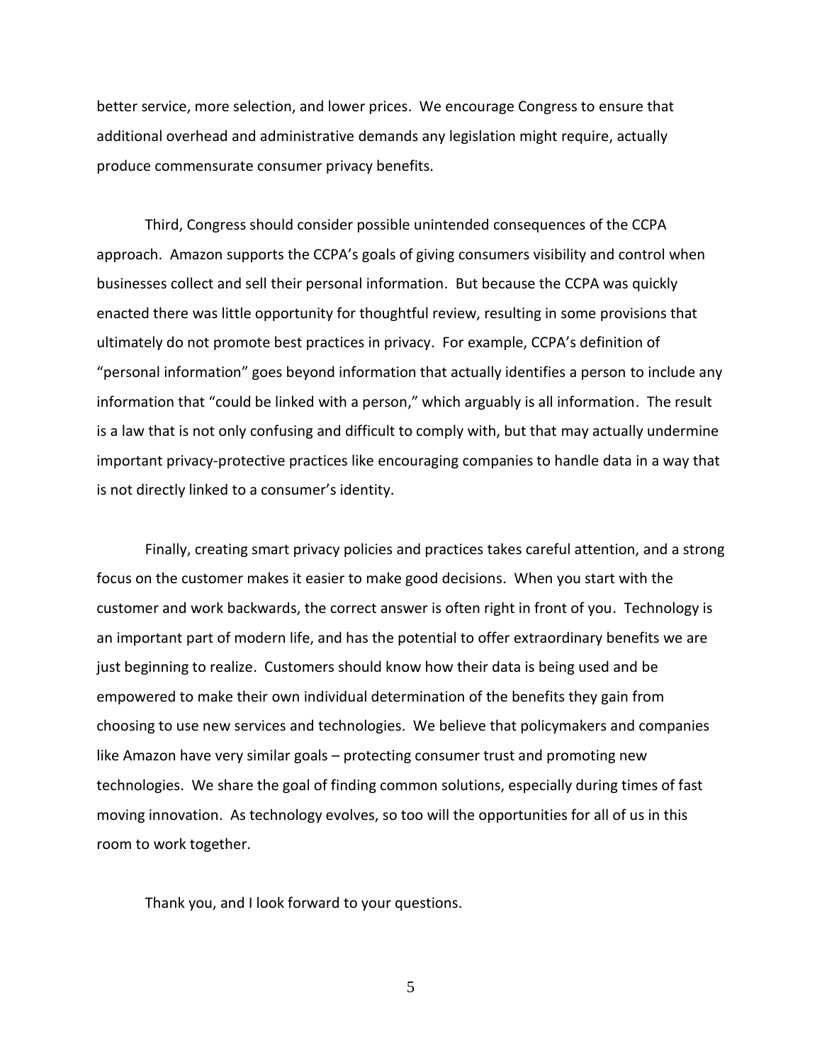better service, more selection, and lower prices. We encourage Congress to ensure that additional overhead and administrative demands any legislation might require, actually produce commensurate consumer privacy benefits.

Third, Congress should consider possible unintended consequences of the CCPA approach. Amazon supports the CCPA's goals of giving consumers visibility and control when businesses collect and sell their personal information. But because the CCPA was quickly enacted there was little opportunity for thoughtful review, resulting in some provisions that ultimately do not promote best practices in privacy. For example, CCPA's definition of "personal information" goes beyond information that actually identifies a person to include any information that "could be linked with a person," which arguably is all information. The result is a law that is not only confusing and difficult to comply with, but that may actually undermine important privacy-protective practices like encouraging companies to handle data in a way that is not directly linked to a consumer's identity.

Finally, creating smart privacy policies and practices takes careful attention, and a strong focus on the customer makes it easier to make good decisions. When you start with the customer and work backwards, the correct answer is often right in front of you. Technology is an important part of modern life, and has the potential to offer extraordinary benefits we are just beginning to realize. Customers should know how their data is being used and be empowered to make their own individual determination of the benefits they gain from choosing to use new services and technologies. We believe that policymakers and companies like Amazon have very similar goals – protecting consumer trust and promoting new technologies. We share the goal of finding common solutions, especially during times of fast moving innovation. As technology evolves, so too will the opportunities for all of us in this room to work together.

Thank you, and I look forward to your questions.